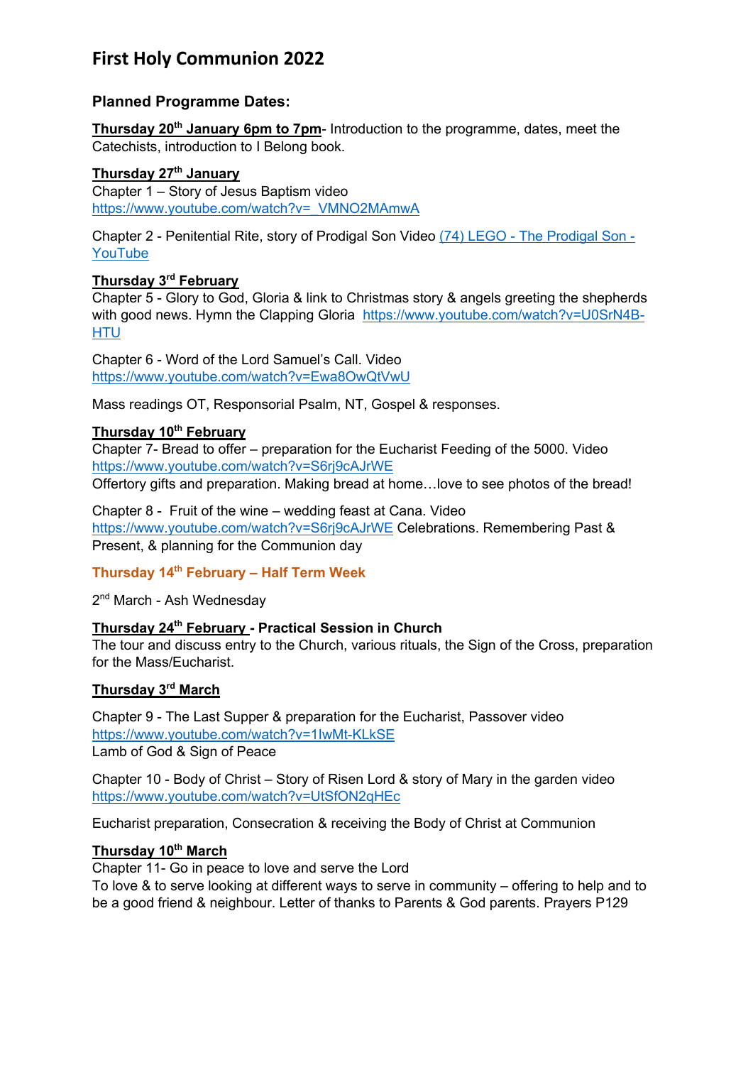# First Holy Communion 2022

## Planned Programme Dates:

**Thursday 20th January 6pm to 7pm**- Introduction to the programme, dates, meet the Catechists, introduction to I Belong book.

**Thursday 27th January**
Chapter 1 – Story of Jesus Baptism video
https://www.youtube.com/watch?v=_VMNO2MAmwA

Chapter 2 - Penitential Rite, story of Prodigal Son Video (74) LEGO - The Prodigal Son - YouTube

**Thursday 3rd February**
Chapter 5 - Glory to God, Gloria & link to Christmas story & angels greeting the shepherds with good news. Hymn the Clapping Gloria https://www.youtube.com/watch?v=U0SrN4B-HTU

Chapter 6 - Word of the Lord Samuel's Call. Video
https://www.youtube.com/watch?v=Ewa8OwQtVwU

Mass readings OT, Responsorial Psalm, NT, Gospel & responses.

**Thursday 10th February**
Chapter 7- Bread to offer – preparation for the Eucharist Feeding of the 5000. Video
https://www.youtube.com/watch?v=S6rj9cAJrWE
Offertory gifts and preparation. Making bread at home…love to see photos of the bread!

Chapter 8 - Fruit of the wine – wedding feast at Cana. Video
https://www.youtube.com/watch?v=S6rj9cAJrWE Celebrations. Remembering Past & Present, & planning for the Communion day

**Thursday 14th February – Half Term Week**

2nd March - Ash Wednesday

**Thursday 24th February - Practical Session in Church**
The tour and discuss entry to the Church, various rituals, the Sign of the Cross, preparation for the Mass/Eucharist.

**Thursday 3rd March**

Chapter 9 - The Last Supper & preparation for the Eucharist, Passover video
https://www.youtube.com/watch?v=1IwMt-KLkSE
Lamb of God & Sign of Peace

Chapter 10 - Body of Christ – Story of Risen Lord & story of Mary in the garden video
https://www.youtube.com/watch?v=UtSfON2qHEc

Eucharist preparation, Consecration & receiving the Body of Christ at Communion

**Thursday 10th March**
Chapter 11- Go in peace to love and serve the Lord
To love & to serve looking at different ways to serve in community – offering to help and to be a good friend & neighbour. Letter of thanks to Parents & God parents. Prayers P129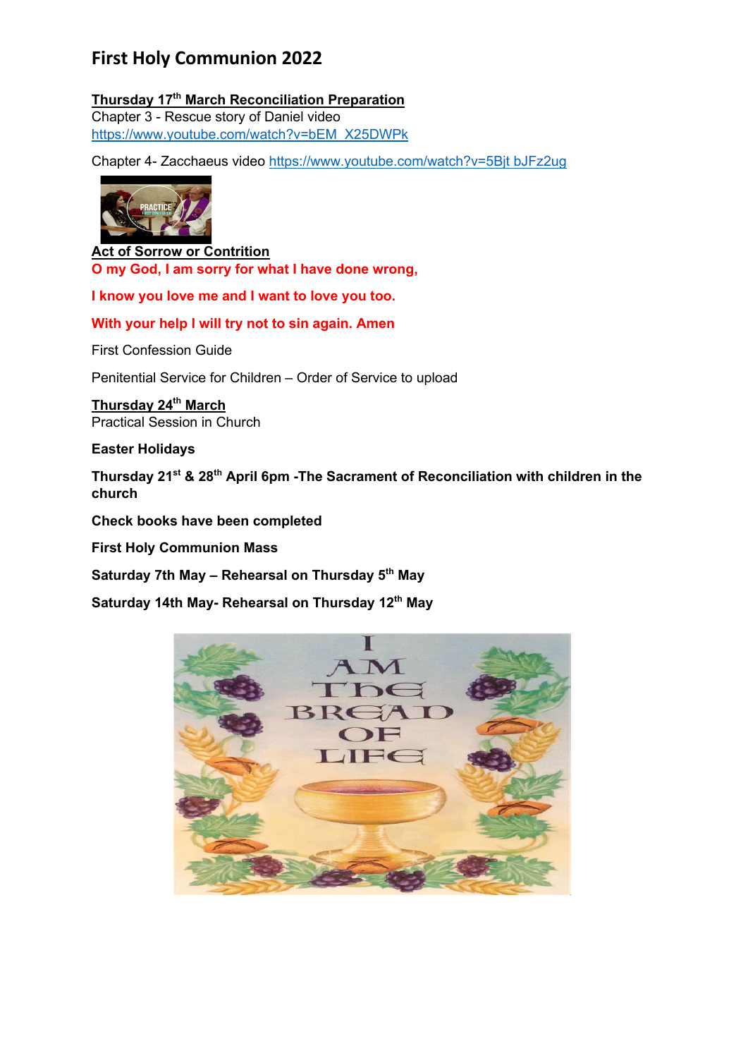# First Holy Communion 2022

**Thursday 17th March Reconciliation Preparation**
Chapter 3 - Rescue story of Daniel video
https://www.youtube.com/watch?v=bEM_X25DWPk

Chapter 4- Zacchaeus video https://www.youtube.com/watch?v=5Bjt_bJFz2ug

**Act of Sorrow or Contrition**
**O my God, I am sorry for what I have done wrong,**

**I know you love me and I want to love you too.**

**With your help I will try not to sin again. Amen**

First Confession Guide

Penitential Service for Children – Order of Service to upload

**Thursday 24th March**
Practical Session in Church

**Easter Holidays**

**Thursday 21st & 28th April 6pm -The Sacrament of Reconciliation with children in the church**

**Check books have been completed**

**First Holy Communion Mass**

**Saturday 7th May – Rehearsal on Thursday 5th May**

**Saturday 14th May- Rehearsal on Thursday 12th May**